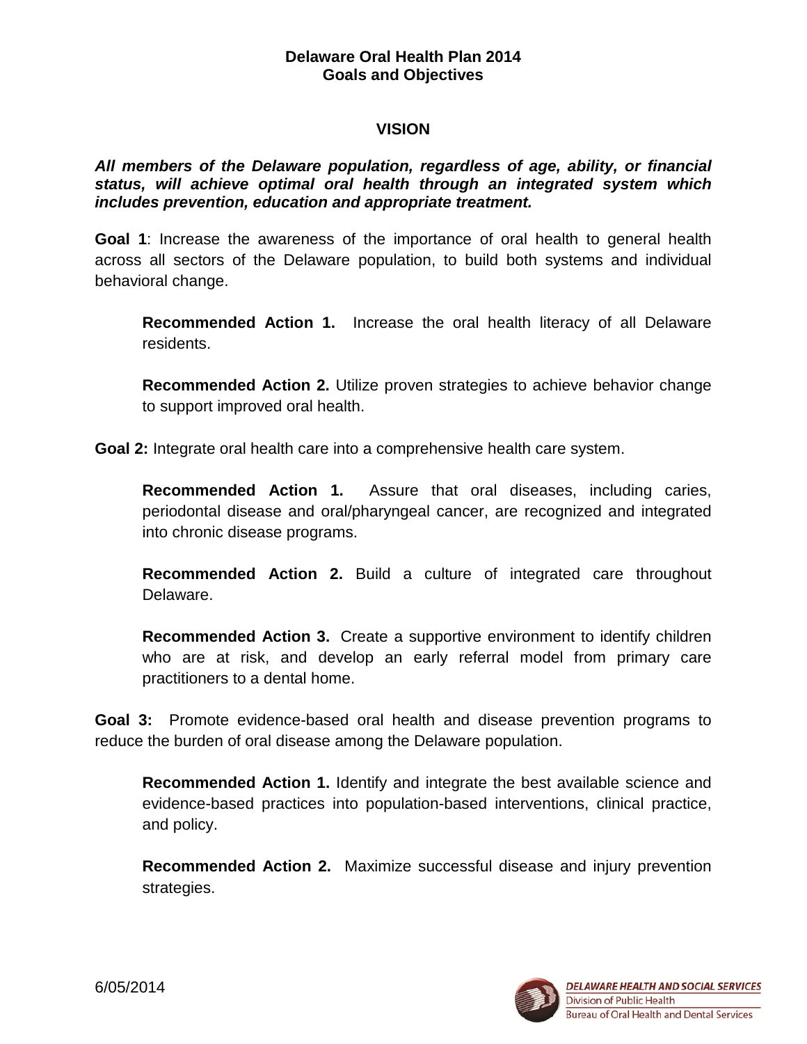# Delaware Oral Health Plan 2014
# Goals and Objectives

## VISION

***All members of the Delaware population, regardless of age, ability, or financial status, will achieve optimal oral health through an integrated system which includes prevention, education and appropriate treatment.***

**Goal 1**: Increase the awareness of the importance of oral health to general health across all sectors of the Delaware population, to build both systems and individual behavioral change.

> **Recommended Action 1.** Increase the oral health literacy of all Delaware residents.
>
> **Recommended Action 2.** Utilize proven strategies to achieve behavior change to support improved oral health.

**Goal 2:** Integrate oral health care into a comprehensive health care system.

> **Recommended Action 1.** Assure that oral diseases, including caries, periodontal disease and oral/pharyngeal cancer, are recognized and integrated into chronic disease programs.
>
> **Recommended Action 2.** Build a culture of integrated care throughout Delaware.
>
> **Recommended Action 3.** Create a supportive environment to identify children who are at risk, and develop an early referral model from primary care practitioners to a dental home.

**Goal 3:** Promote evidence-based oral health and disease prevention programs to reduce the burden of oral disease among the Delaware population.

> **Recommended Action 1.** Identify and integrate the best available science and evidence-based practices into population-based interventions, clinical practice, and policy.
>
> **Recommended Action 2.** Maximize successful disease and injury prevention strategies.

6/05/2014

DELAWARE HEALTH AND SOCIAL SERVICES
Division of Public Health
Bureau of Oral Health and Dental Services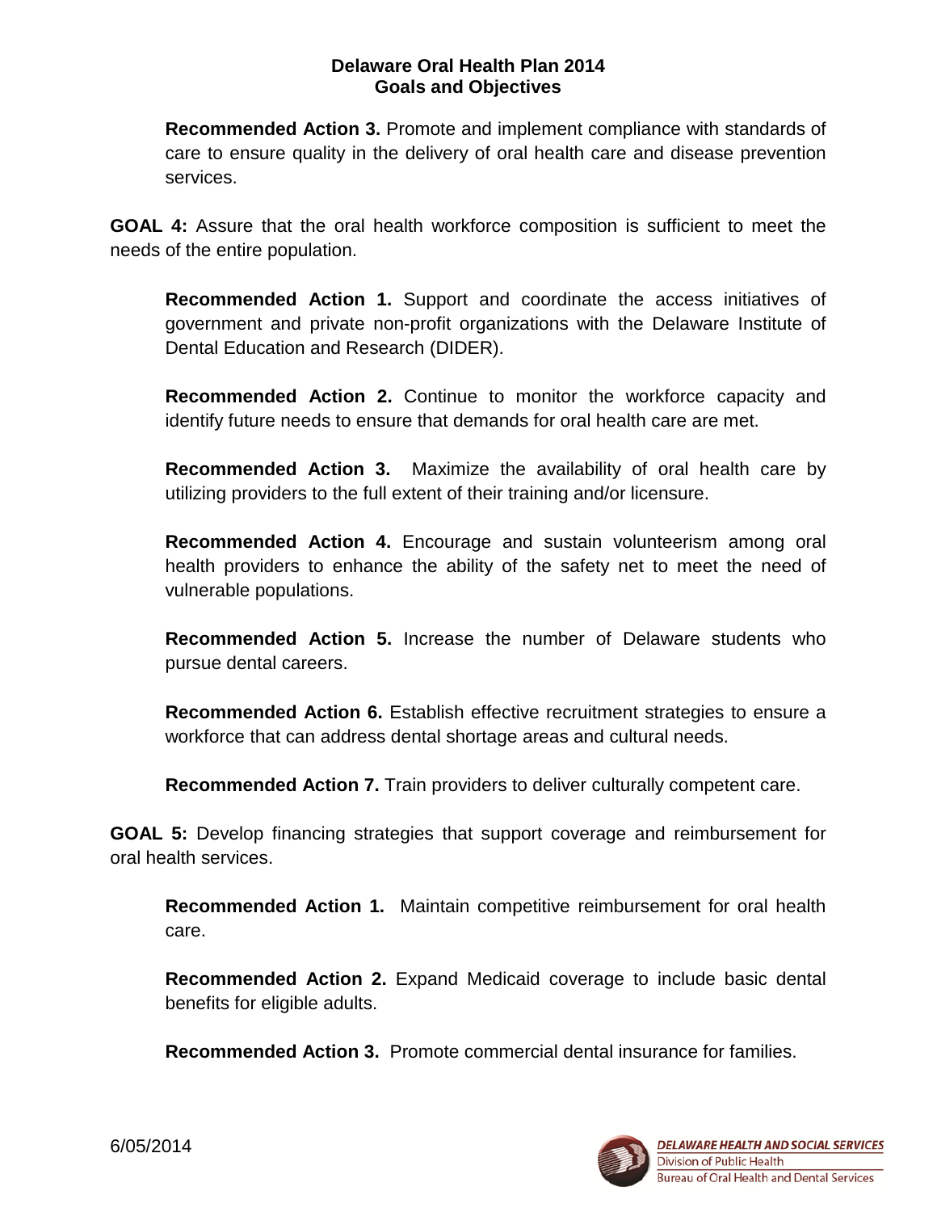**Recommended Action 3.** Promote and implement compliance with standards of care to ensure quality in the delivery of oral health care and disease prevention services.

**GOAL 4:** Assure that the oral health workforce composition is sufficient to meet the needs of the entire population.

**Recommended Action 1.** Support and coordinate the access initiatives of government and private non-profit organizations with the Delaware Institute of Dental Education and Research (DIDER).

**Recommended Action 2.** Continue to monitor the workforce capacity and identify future needs to ensure that demands for oral health care are met.

**Recommended Action 3.** Maximize the availability of oral health care by utilizing providers to the full extent of their training and/or licensure.

**Recommended Action 4.** Encourage and sustain volunteerism among oral health providers to enhance the ability of the safety net to meet the need of vulnerable populations.

**Recommended Action 5.** Increase the number of Delaware students who pursue dental careers.

**Recommended Action 6.** Establish effective recruitment strategies to ensure a workforce that can address dental shortage areas and cultural needs.

**Recommended Action 7.** Train providers to deliver culturally competent care.

**GOAL 5:** Develop financing strategies that support coverage and reimbursement for oral health services.

**Recommended Action 1.** Maintain competitive reimbursement for oral health care.

**Recommended Action 2.** Expand Medicaid coverage to include basic dental benefits for eligible adults.

**Recommended Action 3.** Promote commercial dental insurance for families.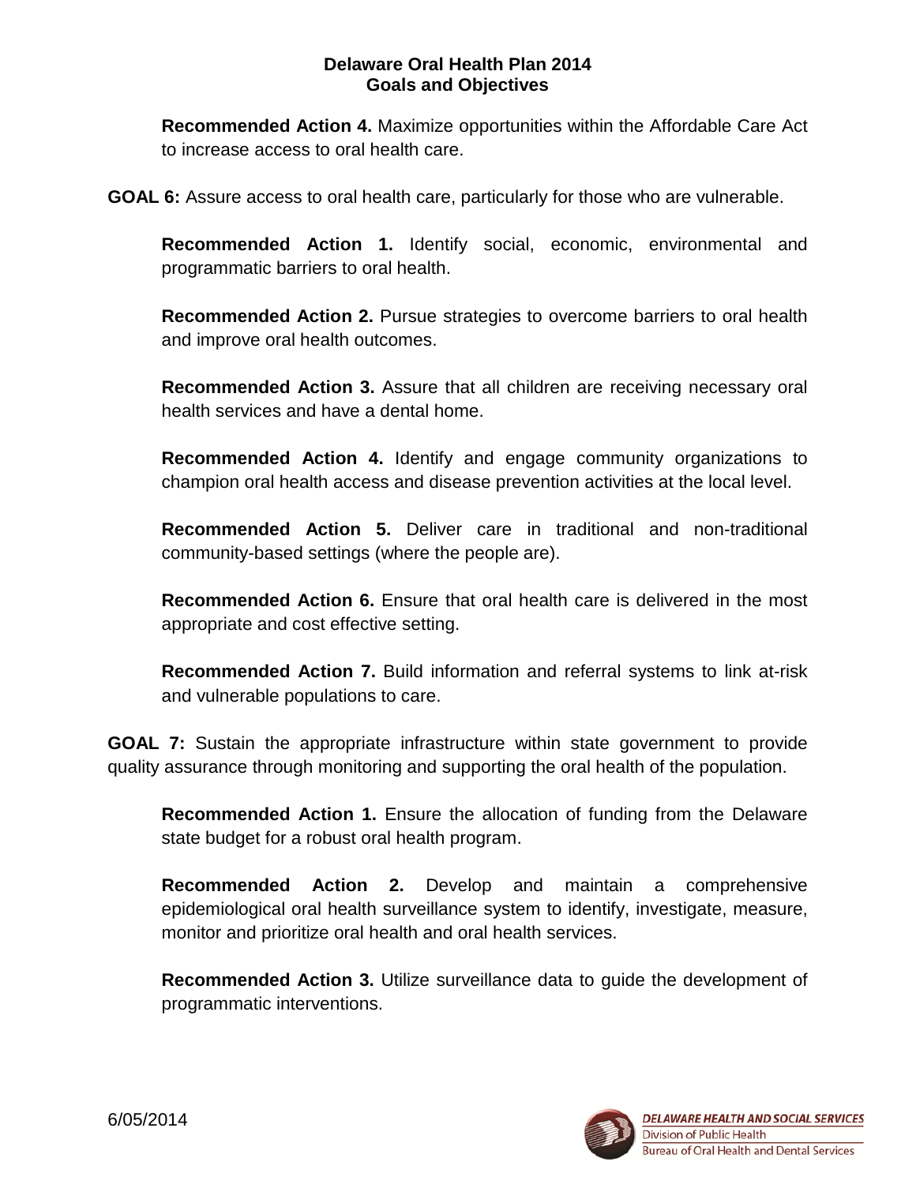**Recommended Action 4.** Maximize opportunities within the Affordable Care Act to increase access to oral health care.

**GOAL 6:** Assure access to oral health care, particularly for those who are vulnerable.

**Recommended Action 1.** Identify social, economic, environmental and programmatic barriers to oral health.

**Recommended Action 2.** Pursue strategies to overcome barriers to oral health and improve oral health outcomes.

**Recommended Action 3.** Assure that all children are receiving necessary oral health services and have a dental home.

**Recommended Action 4.** Identify and engage community organizations to champion oral health access and disease prevention activities at the local level.

**Recommended Action 5.** Deliver care in traditional and non-traditional community-based settings (where the people are).

**Recommended Action 6.** Ensure that oral health care is delivered in the most appropriate and cost effective setting.

**Recommended Action 7.** Build information and referral systems to link at-risk and vulnerable populations to care.

**GOAL 7:** Sustain the appropriate infrastructure within state government to provide quality assurance through monitoring and supporting the oral health of the population.

**Recommended Action 1.** Ensure the allocation of funding from the Delaware state budget for a robust oral health program.

**Recommended Action 2.** Develop and maintain a comprehensive epidemiological oral health surveillance system to identify, investigate, measure, monitor and prioritize oral health and oral health services.

**Recommended Action 3.** Utilize surveillance data to guide the development of programmatic interventions.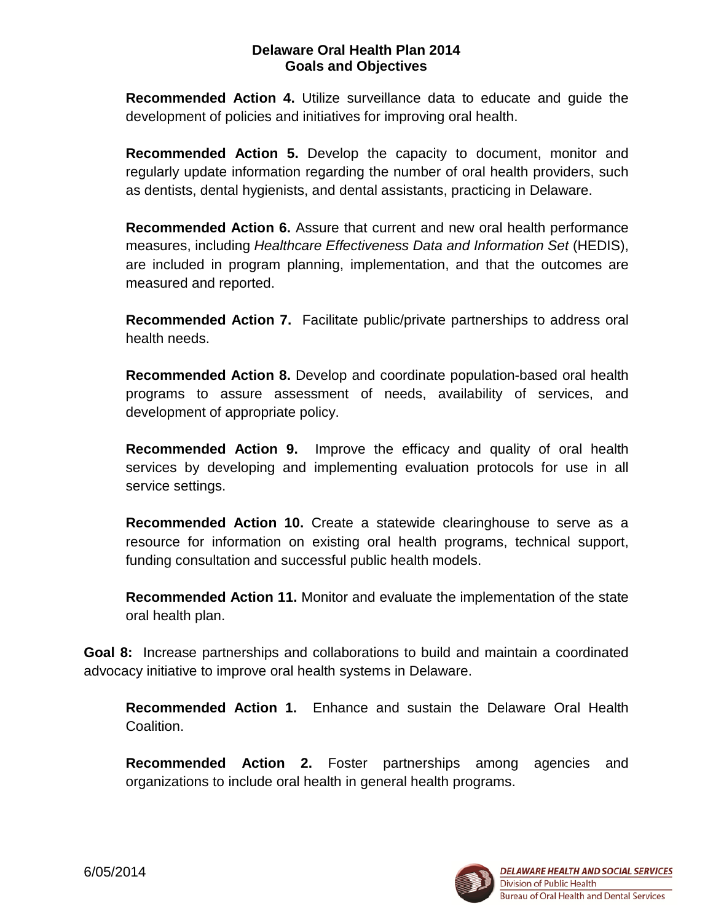**Recommended Action 4.** Utilize surveillance data to educate and guide the development of policies and initiatives for improving oral health.

**Recommended Action 5.** Develop the capacity to document, monitor and regularly update information regarding the number of oral health providers, such as dentists, dental hygienists, and dental assistants, practicing in Delaware.

**Recommended Action 6.** Assure that current and new oral health performance measures, including *Healthcare Effectiveness Data and Information Set* (HEDIS), are included in program planning, implementation, and that the outcomes are measured and reported.

**Recommended Action 7.** Facilitate public/private partnerships to address oral health needs.

**Recommended Action 8.** Develop and coordinate population-based oral health programs to assure assessment of needs, availability of services, and development of appropriate policy.

**Recommended Action 9.** Improve the efficacy and quality of oral health services by developing and implementing evaluation protocols for use in all service settings.

**Recommended Action 10.** Create a statewide clearinghouse to serve as a resource for information on existing oral health programs, technical support, funding consultation and successful public health models.

**Recommended Action 11.** Monitor and evaluate the implementation of the state oral health plan.

**Goal 8:** Increase partnerships and collaborations to build and maintain a coordinated advocacy initiative to improve oral health systems in Delaware.

**Recommended Action 1.** Enhance and sustain the Delaware Oral Health Coalition.

**Recommended Action 2.** Foster partnerships among agencies and organizations to include oral health in general health programs.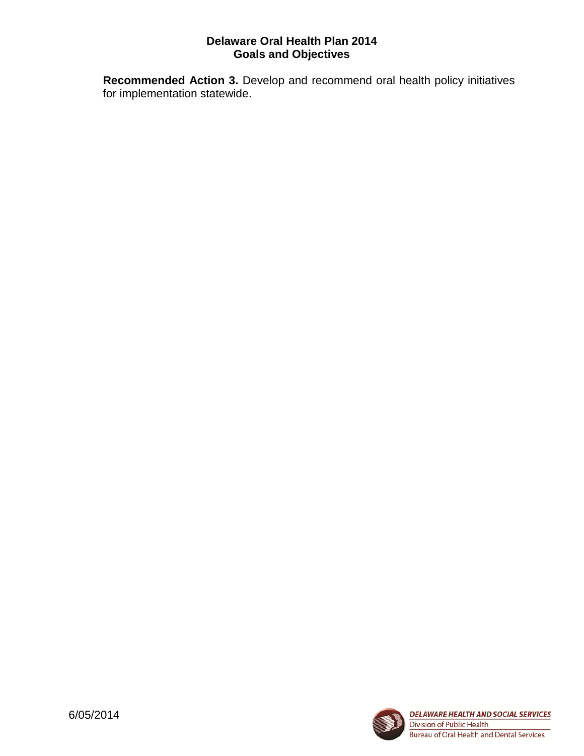**Recommended Action 3.** Develop and recommend oral health policy initiatives for implementation statewide.